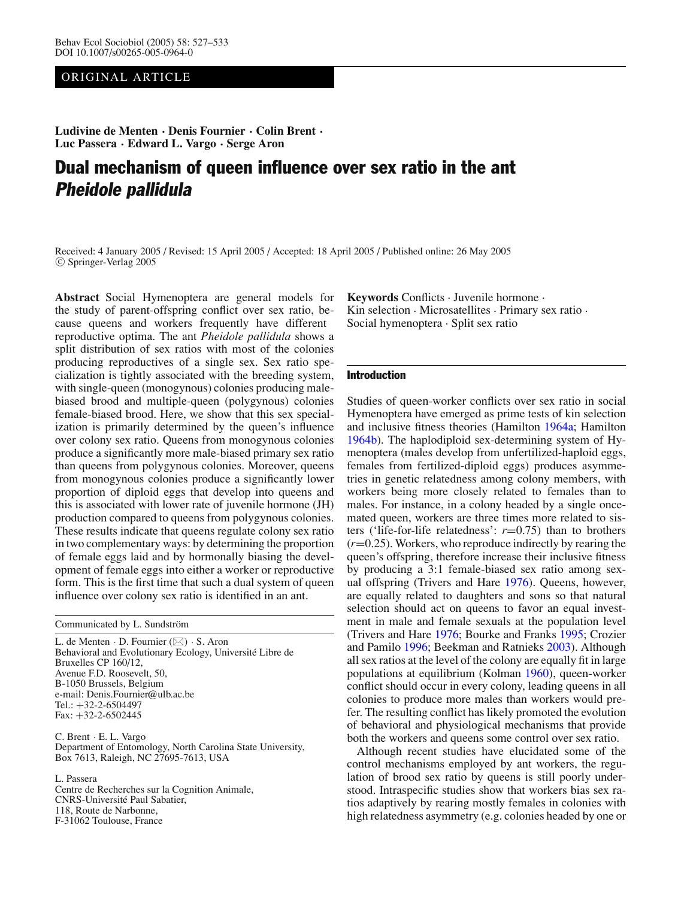ORIGINAL ARTICLE

**Ludivine de Menten · Denis Fournier · Colin Brent · Luc Passera · Edward L. Vargo · Serge Aron**

# Dual mechanism of queen influence over sex ratio in the ant *Pheidole pallidula*

Received: 4 January 2005 / Revised: 15 April 2005 / Accepted: 18 April 2005 / Published online: 26 May 2005
© Springer-Verlag 2005

**Abstract** Social Hymenoptera are general models for the study of parent-offspring conflict over sex ratio, because queens and workers frequently have different reproductive optima. The ant *Pheidole pallidula* shows a split distribution of sex ratios with most of the colonies producing reproductives of a single sex. Sex ratio specialization is tightly associated with the breeding system, with single-queen (monogynous) colonies producing male-biased brood and multiple-queen (polygynous) colonies female-biased brood. Here, we show that this sex specialization is primarily determined by the queen's influence over colony sex ratio. Queens from monogynous colonies produce a significantly more male-biased primary sex ratio than queens from polygynous colonies. Moreover, queens from monogynous colonies produce a significantly lower proportion of diploid eggs that develop into queens and this is associated with lower rate of juvenile hormone (JH) production compared to queens from polygynous colonies. These results indicate that queens regulate colony sex ratio in two complementary ways: by determining the proportion of female eggs laid and by hormonally biasing the development of female eggs into either a worker or reproductive form. This is the first time that such a dual system of queen influence over colony sex ratio is identified in an ant.

**Keywords** Conflicts · Juvenile hormone · Kin selection · Microsatellites · Primary sex ratio · Social hymenoptera · Split sex ratio

Communicated by L. Sundström

L. de Menten · D. Fournier (✉) · S. Aron
Behavioral and Evolutionary Ecology, Université Libre de Bruxelles CP 160/12,
Avenue F.D. Roosevelt, 50,
B-1050 Brussels, Belgium
e-mail: Denis.Fournier@ulb.ac.be
Tel.: +32-2-6504497
Fax: +32-2-6502445

C. Brent · E. L. Vargo
Department of Entomology, North Carolina State University,
Box 7613, Raleigh, NC 27695-7613, USA

L. Passera
Centre de Recherches sur la Cognition Animale,
CNRS-Université Paul Sabatier,
118, Route de Narbonne,
F-31062 Toulouse, France

## Introduction

Studies of queen-worker conflicts over sex ratio in social Hymenoptera have emerged as prime tests of kin selection and inclusive fitness theories (Hamilton 1964a; Hamilton 1964b). The haplodiploid sex-determining system of Hymenoptera (males develop from unfertilized-haploid eggs, females from fertilized-diploid eggs) produces asymmetries in genetic relatedness among colony members, with workers being more closely related to females than to males. For instance, in a colony headed by a single once-mated queen, workers are three times more related to sisters ('life-for-life relatedness': $r$=0.75) than to brothers ($r$=0.25). Workers, who reproduce indirectly by rearing the queen's offspring, therefore increase their inclusive fitness by producing a 3:1 female-biased sex ratio among sexual offspring (Trivers and Hare 1976). Queens, however, are equally related to daughters and sons so that natural selection should act on queens to favor an equal investment in male and female sexuals at the population level (Trivers and Hare 1976; Bourke and Franks 1995; Crozier and Pamilo 1996; Beekman and Ratnieks 2003). Although all sex ratios at the level of the colony are equally fit in large populations at equilibrium (Kolman 1960), queen-worker conflict should occur in every colony, leading queens in all colonies to produce more males than workers would prefer. The resulting conflict has likely promoted the evolution of behavioral and physiological mechanisms that provide both the workers and queens some control over sex ratio.

Although recent studies have elucidated some of the control mechanisms employed by ant workers, the regulation of brood sex ratio by queens is still poorly understood. Intraspecific studies show that workers bias sex ratios adaptively by rearing mostly females in colonies with high relatedness asymmetry (e.g. colonies headed by one or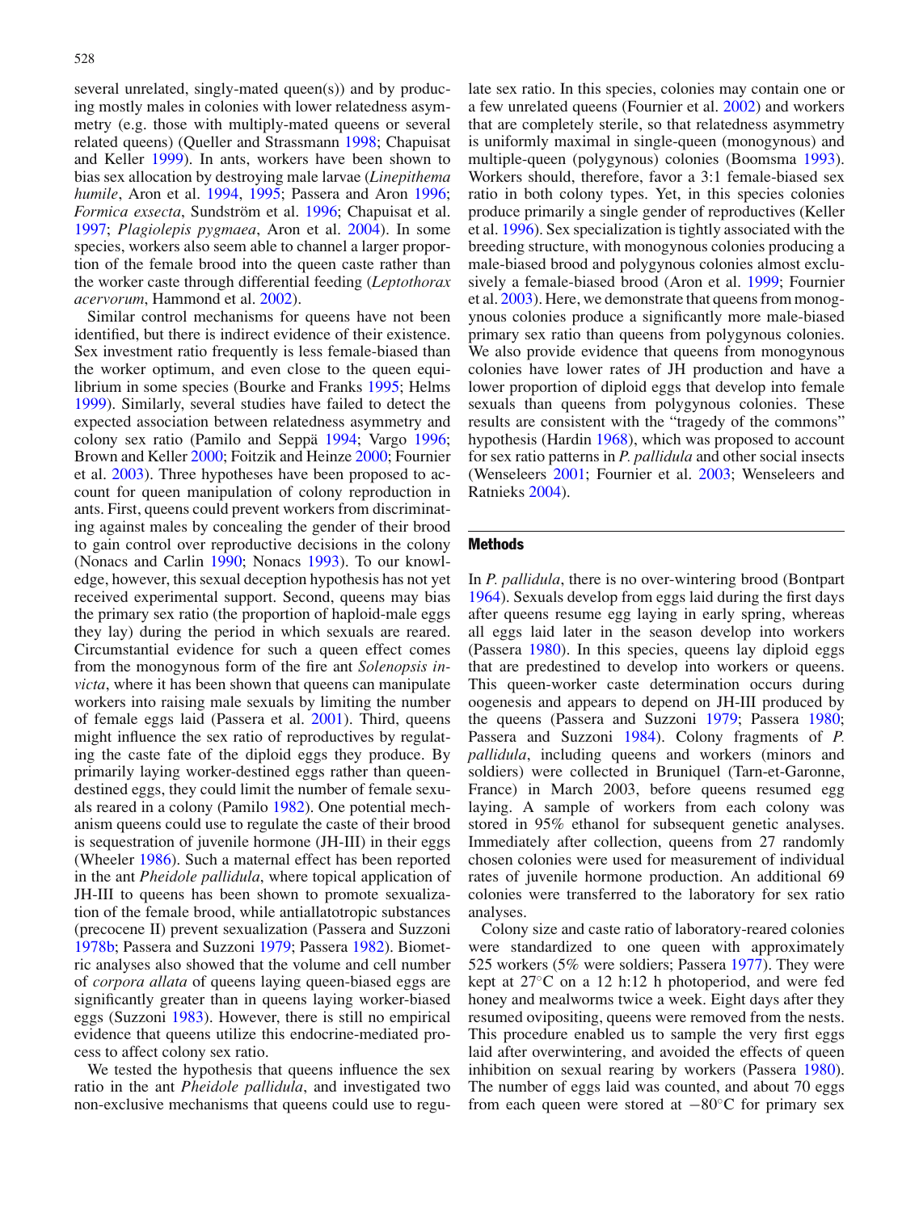several unrelated, singly-mated queen(s)) and by producing mostly males in colonies with lower relatedness asymmetry (e.g. those with multiply-mated queens or several related queens) (Queller and Strassmann 1998; Chapuisat and Keller 1999). In ants, workers have been shown to bias sex allocation by destroying male larvae (*Linepithema humile*, Aron et al. 1994, 1995; Passera and Aron 1996; *Formica exsecta*, Sundström et al. 1996; Chapuisat et al. 1997; *Plagiolepis pygmaea*, Aron et al. 2004). In some species, workers also seem able to channel a larger proportion of the female brood into the queen caste rather than the worker caste through differential feeding (*Leptothorax acervorum*, Hammond et al. 2002).

Similar control mechanisms for queens have not been identified, but there is indirect evidence of their existence. Sex investment ratio frequently is less female-biased than the worker optimum, and even close to the queen equilibrium in some species (Bourke and Franks 1995; Helms 1999). Similarly, several studies have failed to detect the expected association between relatedness asymmetry and colony sex ratio (Pamilo and Seppä 1994; Vargo 1996; Brown and Keller 2000; Foitzik and Heinze 2000; Fournier et al. 2003). Three hypotheses have been proposed to account for queen manipulation of colony reproduction in ants. First, queens could prevent workers from discriminating against males by concealing the gender of their brood to gain control over reproductive decisions in the colony (Nonacs and Carlin 1990; Nonacs 1993). To our knowledge, however, this sexual deception hypothesis has not yet received experimental support. Second, queens may bias the primary sex ratio (the proportion of haploid-male eggs they lay) during the period in which sexuals are reared. Circumstantial evidence for such a queen effect comes from the monogynous form of the fire ant *Solenopsis invicta*, where it has been shown that queens can manipulate workers into raising male sexuals by limiting the number of female eggs laid (Passera et al. 2001). Third, queens might influence the sex ratio of reproductives by regulating the caste fate of the diploid eggs they produce. By primarily laying worker-destined eggs rather than queen-destined eggs, they could limit the number of female sexuals reared in a colony (Pamilo 1982). One potential mechanism queens could use to regulate the caste of their brood is sequestration of juvenile hormone (JH-III) in their eggs (Wheeler 1986). Such a maternal effect has been reported in the ant *Pheidole pallidula*, where topical application of JH-III to queens has been shown to promote sexualization of the female brood, while antiallatotropic substances (precocene II) prevent sexualization (Passera and Suzzoni 1978b; Passera and Suzzoni 1979; Passera 1982). Biometric analyses also showed that the volume and cell number of *corpora allata* of queens laying queen-biased eggs are significantly greater than in queens laying worker-biased eggs (Suzzoni 1983). However, there is still no empirical evidence that queens utilize this endocrine-mediated process to affect colony sex ratio.

We tested the hypothesis that queens influence the sex ratio in the ant *Pheidole pallidula*, and investigated two non-exclusive mechanisms that queens could use to regulate sex ratio. In this species, colonies may contain one or a few unrelated queens (Fournier et al. 2002) and workers that are completely sterile, so that relatedness asymmetry is uniformly maximal in single-queen (monogynous) and multiple-queen (polygynous) colonies (Boomsma 1993). Workers should, therefore, favor a 3:1 female-biased sex ratio in both colony types. Yet, in this species colonies produce primarily a single gender of reproductives (Keller et al. 1996). Sex specialization is tightly associated with the breeding structure, with monogynous colonies producing a male-biased brood and polygynous colonies almost exclusively a female-biased brood (Aron et al. 1999; Fournier et al. 2003). Here, we demonstrate that queens from monogynous colonies produce a significantly more male-biased primary sex ratio than queens from polygynous colonies. We also provide evidence that queens from monogynous colonies have lower rates of JH production and have a lower proportion of diploid eggs that develop into female sexuals than queens from polygynous colonies. These results are consistent with the "tragedy of the commons" hypothesis (Hardin 1968), which was proposed to account for sex ratio patterns in *P. pallidula* and other social insects (Wenseleers 2001; Fournier et al. 2003; Wenseleers and Ratnieks 2004).

## Methods

In *P. pallidula*, there is no over-wintering brood (Bontpart 1964). Sexuals develop from eggs laid during the first days after queens resume egg laying in early spring, whereas all eggs laid later in the season develop into workers (Passera 1980). In this species, queens lay diploid eggs that are predestined to develop into workers or queens. This queen-worker caste determination occurs during oogenesis and appears to depend on JH-III produced by the queens (Passera and Suzzoni 1979; Passera 1980; Passera and Suzzoni 1984). Colony fragments of *P. pallidula*, including queens and workers (minors and soldiers) were collected in Bruniquel (Tarn-et-Garonne, France) in March 2003, before queens resumed egg laying. A sample of workers from each colony was stored in 95% ethanol for subsequent genetic analyses. Immediately after collection, queens from 27 randomly chosen colonies were used for measurement of individual rates of juvenile hormone production. An additional 69 colonies were transferred to the laboratory for sex ratio analyses.

Colony size and caste ratio of laboratory-reared colonies were standardized to one queen with approximately 525 workers (5% were soldiers; Passera 1977). They were kept at 27°C on a 12 h:12 h photoperiod, and were fed honey and mealworms twice a week. Eight days after they resumed ovipositing, queens were removed from the nests. This procedure enabled us to sample the very first eggs laid after overwintering, and avoided the effects of queen inhibition on sexual rearing by workers (Passera 1980). The number of eggs laid was counted, and about 70 eggs from each queen were stored at −80°C for primary sex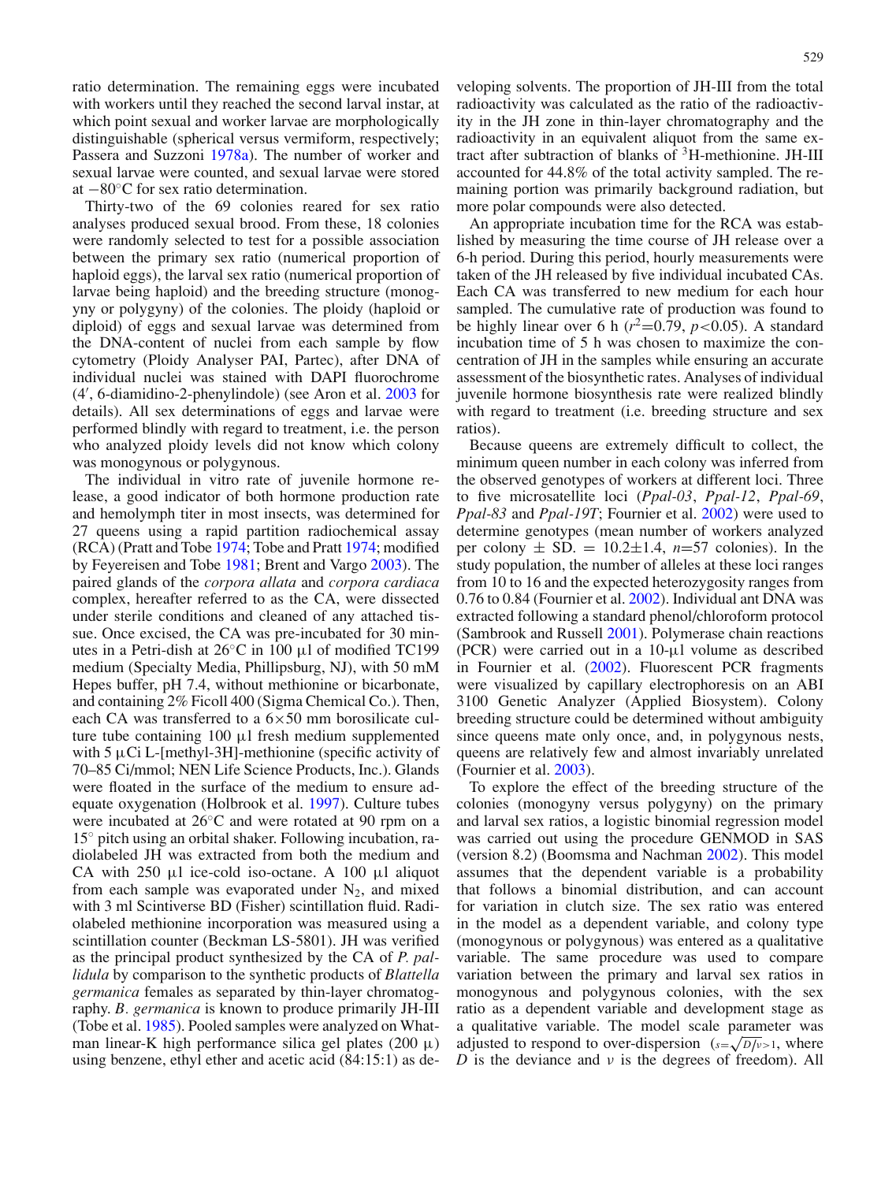ratio determination. The remaining eggs were incubated with workers until they reached the second larval instar, at which point sexual and worker larvae are morphologically distinguishable (spherical versus vermiform, respectively; Passera and Suzzoni 1978a). The number of worker and sexual larvae were counted, and sexual larvae were stored at −80°C for sex ratio determination.

Thirty-two of the 69 colonies reared for sex ratio analyses produced sexual brood. From these, 18 colonies were randomly selected to test for a possible association between the primary sex ratio (numerical proportion of haploid eggs), the larval sex ratio (numerical proportion of larvae being haploid) and the breeding structure (monogyny or polygyny) of the colonies. The ploidy (haploid or diploid) of eggs and sexual larvae was determined from the DNA-content of nuclei from each sample by flow cytometry (Ploidy Analyser PAI, Partec), after DNA of individual nuclei was stained with DAPI fluorochrome (4′, 6-diamidino-2-phenylindole) (see Aron et al. 2003 for details). All sex determinations of eggs and larvae were performed blindly with regard to treatment, i.e. the person who analyzed ploidy levels did not know which colony was monogynous or polygynous.

The individual in vitro rate of juvenile hormone release, a good indicator of both hormone production rate and hemolymph titer in most insects, was determined for 27 queens using a rapid partition radiochemical assay (RCA) (Pratt and Tobe 1974; Tobe and Pratt 1974; modified by Feyereisen and Tobe 1981; Brent and Vargo 2003). The paired glands of the *corpora allata* and *corpora cardiaca* complex, hereafter referred to as the CA, were dissected under sterile conditions and cleaned of any attached tissue. Once excised, the CA was pre-incubated for 30 minutes in a Petri-dish at 26°C in 100 μl of modified TC199 medium (Specialty Media, Phillipsburg, NJ), with 50 mM Hepes buffer, pH 7.4, without methionine or bicarbonate, and containing 2% Ficoll 400 (Sigma Chemical Co.). Then, each CA was transferred to a 6×50 mm borosilicate culture tube containing 100 μl fresh medium supplemented with 5 μCi L-[methyl-3H]-methionine (specific activity of 70–85 Ci/mmol; NEN Life Science Products, Inc.). Glands were floated in the surface of the medium to ensure adequate oxygenation (Holbrook et al. 1997). Culture tubes were incubated at 26°C and were rotated at 90 rpm on a 15° pitch using an orbital shaker. Following incubation, radiolabeled JH was extracted from both the medium and CA with 250 μl ice-cold iso-octane. A 100 μl aliquot from each sample was evaporated under $N_2$, and mixed with 3 ml Scintiverse BD (Fisher) scintillation fluid. Radiolabeled methionine incorporation was measured using a scintillation counter (Beckman LS-5801). JH was verified as the principal product synthesized by the CA of *P. pallidula* by comparison to the synthetic products of *Blattella germanica* females as separated by thin-layer chromatography. *B. germanica* is known to produce primarily JH-III (Tobe et al. 1985). Pooled samples were analyzed on Whatman linear-K high performance silica gel plates (200 μ) using benzene, ethyl ether and acetic acid (84:15:1) as developing solvents. The proportion of JH-III from the total radioactivity was calculated as the ratio of the radioactivity in the JH zone in thin-layer chromatography and the radioactivity in an equivalent aliquot from the same extract after subtraction of blanks of $^3$H-methionine. JH-III accounted for 44.8% of the total activity sampled. The remaining portion was primarily background radiation, but more polar compounds were also detected.

An appropriate incubation time for the RCA was established by measuring the time course of JH release over a 6-h period. During this period, hourly measurements were taken of the JH released by five individual incubated CAs. Each CA was transferred to new medium for each hour sampled. The cumulative rate of production was found to be highly linear over 6 h ($r^2$=0.79, $p$<0.05). A standard incubation time of 5 h was chosen to maximize the concentration of JH in the samples while ensuring an accurate assessment of the biosynthetic rates. Analyses of individual juvenile hormone biosynthesis rate were realized blindly with regard to treatment (i.e. breeding structure and sex ratios).

Because queens are extremely difficult to collect, the minimum queen number in each colony was inferred from the observed genotypes of workers at different loci. Three to five microsatellite loci (*Ppal-03*, *Ppal-12*, *Ppal-69*, *Ppal-83* and *Ppal-19T*; Fournier et al. 2002) were used to determine genotypes (mean number of workers analyzed per colony ± SD. = 10.2±1.4, $n$=57 colonies). In the study population, the number of alleles at these loci ranges from 10 to 16 and the expected heterozygosity ranges from 0.76 to 0.84 (Fournier et al. 2002). Individual ant DNA was extracted following a standard phenol/chloroform protocol (Sambrook and Russell 2001). Polymerase chain reactions (PCR) were carried out in a 10-μl volume as described in Fournier et al. (2002). Fluorescent PCR fragments were visualized by capillary electrophoresis on an ABI 3100 Genetic Analyzer (Applied Biosystem). Colony breeding structure could be determined without ambiguity since queens mate only once, and, in polygynous nests, queens are relatively few and almost invariably unrelated (Fournier et al. 2003).

To explore the effect of the breeding structure of the colonies (monogyny versus polygyny) on the primary and larval sex ratios, a logistic binomial regression model was carried out using the procedure GENMOD in SAS (version 8.2) (Boomsma and Nachman 2002). This model assumes that the dependent variable is a probability that follows a binomial distribution, and can account for variation in clutch size. The sex ratio was entered in the model as a dependent variable, and colony type (monogynous or polygynous) was entered as a qualitative variable. The same procedure was used to compare variation between the primary and larval sex ratios in monogynous and polygynous colonies, with the sex ratio as a dependent variable and development stage as a qualitative variable. The model scale parameter was adjusted to respond to over-dispersion ($s=\sqrt{D/\nu}>1$, where $D$ is the deviance and $\nu$ is the degrees of freedom). All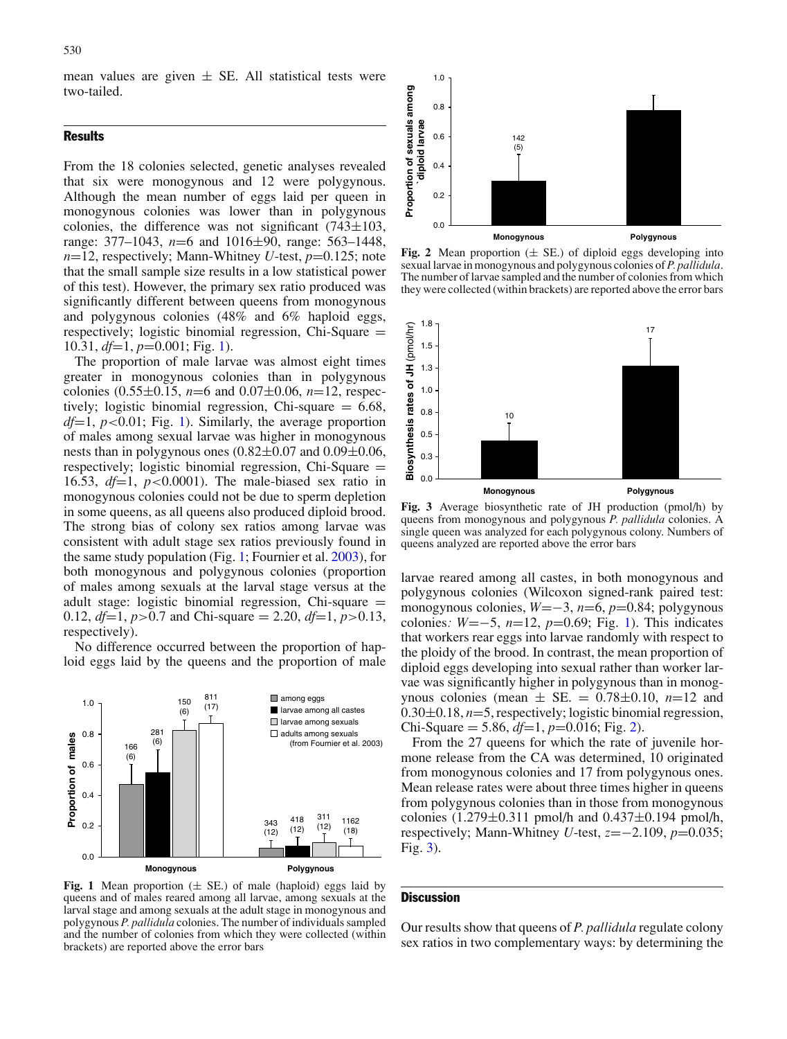mean values are given ± SE. All statistical tests were two-tailed.

## Results

From the 18 colonies selected, genetic analyses revealed that six were monogynous and 12 were polygynous. Although the mean number of eggs laid per queen in monogynous colonies was lower than in polygynous colonies, the difference was not significant (743±103, range: 377–1043, *n*=6 and 1016±90, range: 563–1448, *n*=12, respectively; Mann-Whitney *U*-test, *p*=0.125; note that the small sample size results in a low statistical power of this test). However, the primary sex ratio produced was significantly different between queens from monogynous and polygynous colonies (48% and 6% haploid eggs, respectively; logistic binomial regression, Chi-Square = 10.31, *df*=1, *p*=0.001; Fig. 1).

The proportion of male larvae was almost eight times greater in monogynous colonies than in polygynous colonies (0.55±0.15, *n*=6 and 0.07±0.06, *n*=12, respectively; logistic binomial regression, Chi-square = 6.68, *df*=1, *p*<0.01; Fig. 1). Similarly, the average proportion of males among sexual larvae was higher in monogynous nests than in polygynous ones (0.82±0.07 and 0.09±0.06, respectively; logistic binomial regression, Chi-Square = 16.53, *df*=1, *p*<0.0001). The male-biased sex ratio in monogynous colonies could not be due to sperm depletion in some queens, as all queens also produced diploid brood. The strong bias of colony sex ratios among larvae was consistent with adult stage sex ratios previously found in the same study population (Fig. 1; Fournier et al. 2003), for both monogynous and polygynous colonies (proportion of males among sexuals at the larval stage versus at the adult stage: logistic binomial regression, Chi-square = 0.12, *df*=1, *p*>0.7 and Chi-square = 2.20, *df*=1, *p*>0.13, respectively).

No difference occurred between the proportion of haploid eggs laid by the queens and the proportion of male larvae reared among all castes, in both monogynous and polygynous colonies (Wilcoxon signed-rank paired test: monogynous colonies, *W*=−3, *n*=6, *p*=0.84; polygynous colonies: *W*=−5, *n*=12, *p*=0.69; Fig. 1). This indicates that workers rear eggs into larvae randomly with respect to the ploidy of the brood. In contrast, the mean proportion of diploid eggs developing into sexual rather than worker larvae was significantly higher in polygynous than in monogynous colonies (mean ± SE. = 0.78±0.10, *n*=12 and 0.30±0.18, *n*=5, respectively; logistic binomial regression, Chi-Square = 5.86, *df*=1, *p*=0.016; Fig. 2).

From the 27 queens for which the rate of juvenile hormone release from the CA was determined, 10 originated from monogynous colonies and 17 from polygynous ones. Mean release rates were about three times higher in queens from polygynous colonies than in those from monogynous colonies (1.279±0.311 pmol/h and 0.437±0.194 pmol/h, respectively; Mann-Whitney *U*-test, *z*=−2.109, *p*=0.035; Fig. 3).

**Fig. 1** Mean proportion (± SE.) of male (haploid) eggs laid by queens and of males reared among all larvae, among sexuals at the larval stage and among sexuals at the adult stage in monogynous and polygynous *P. pallidula* colonies. The number of individuals sampled and the number of colonies from which they were collected (within brackets) are reported above the error bars

**Fig. 2** Mean proportion (± SE.) of diploid eggs developing into sexual larvae in monogynous and polygynous colonies of *P. pallidula*. The number of larvae sampled and the number of colonies from which they were collected (within brackets) are reported above the error bars

**Fig. 3** Average biosynthetic rate of JH production (pmol/h) by queens from monogynous and polygynous *P. pallidula* colonies. A single queen was analyzed for each polygynous colony. Numbers of queens analyzed are reported above the error bars

## Discussion

Our results show that queens of *P. pallidula* regulate colony sex ratios in two complementary ways: by determining the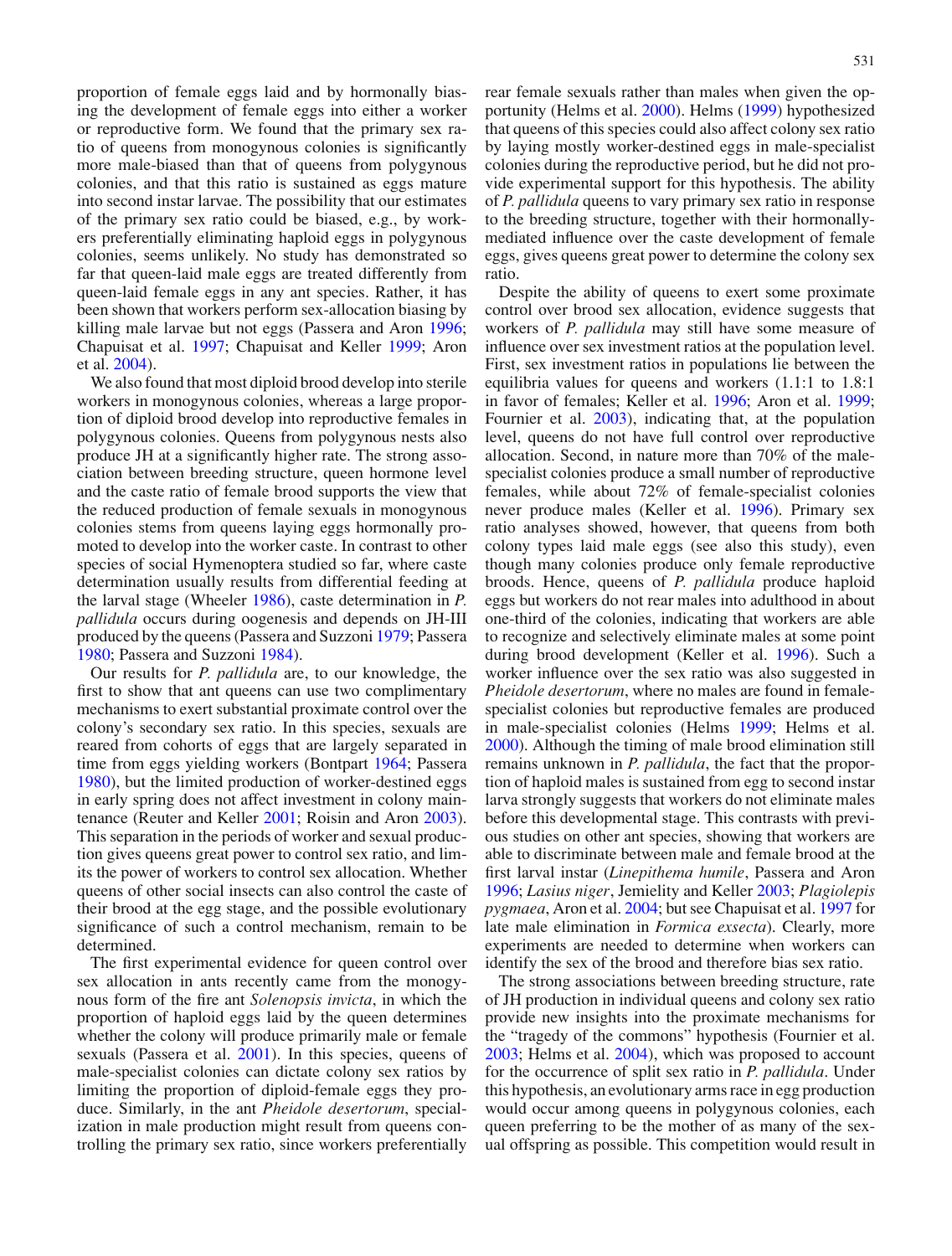proportion of female eggs laid and by hormonally biasing the development of female eggs into either a worker or reproductive form. We found that the primary sex ratio of queens from monogynous colonies is significantly more male-biased than that of queens from polygynous colonies, and that this ratio is sustained as eggs mature into second instar larvae. The possibility that our estimates of the primary sex ratio could be biased, e.g., by workers preferentially eliminating haploid eggs in polygynous colonies, seems unlikely. No study has demonstrated so far that queen-laid male eggs are treated differently from queen-laid female eggs in any ant species. Rather, it has been shown that workers perform sex-allocation biasing by killing male larvae but not eggs (Passera and Aron 1996; Chapuisat et al. 1997; Chapuisat and Keller 1999; Aron et al. 2004).

We also found that most diploid brood develop into sterile workers in monogynous colonies, whereas a large proportion of diploid brood develop into reproductive females in polygynous colonies. Queens from polygynous nests also produce JH at a significantly higher rate. The strong association between breeding structure, queen hormone level and the caste ratio of female brood supports the view that the reduced production of female sexuals in monogynous colonies stems from queens laying eggs hormonally promoted to develop into the worker caste. In contrast to other species of social Hymenoptera studied so far, where caste determination usually results from differential feeding at the larval stage (Wheeler 1986), caste determination in *P. pallidula* occurs during oogenesis and depends on JH-III produced by the queens (Passera and Suzzoni 1979; Passera 1980; Passera and Suzzoni 1984).

Our results for *P. pallidula* are, to our knowledge, the first to show that ant queens can use two complimentary mechanisms to exert substantial proximate control over the colony's secondary sex ratio. In this species, sexuals are reared from cohorts of eggs that are largely separated in time from eggs yielding workers (Bontpart 1964; Passera 1980), but the limited production of worker-destined eggs in early spring does not affect investment in colony maintenance (Reuter and Keller 2001; Roisin and Aron 2003). This separation in the periods of worker and sexual production gives queens great power to control sex ratio, and limits the power of workers to control sex allocation. Whether queens of other social insects can also control the caste of their brood at the egg stage, and the possible evolutionary significance of such a control mechanism, remain to be determined.

The first experimental evidence for queen control over sex allocation in ants recently came from the monogynous form of the fire ant *Solenopsis invicta*, in which the proportion of haploid eggs laid by the queen determines whether the colony will produce primarily male or female sexuals (Passera et al. 2001). In this species, queens of male-specialist colonies can dictate colony sex ratios by limiting the proportion of diploid-female eggs they produce. Similarly, in the ant *Pheidole desertorum*, specialization in male production might result from queens controlling the primary sex ratio, since workers preferentially rear female sexuals rather than males when given the opportunity (Helms et al. 2000). Helms (1999) hypothesized that queens of this species could also affect colony sex ratio by laying mostly worker-destined eggs in male-specialist colonies during the reproductive period, but he did not provide experimental support for this hypothesis. The ability of *P. pallidula* queens to vary primary sex ratio in response to the breeding structure, together with their hormonally-mediated influence over the caste development of female eggs, gives queens great power to determine the colony sex ratio.

Despite the ability of queens to exert some proximate control over brood sex allocation, evidence suggests that workers of *P. pallidula* may still have some measure of influence over sex investment ratios at the population level. First, sex investment ratios in populations lie between the equilibria values for queens and workers (1.1:1 to 1.8:1 in favor of females; Keller et al. 1996; Aron et al. 1999; Fournier et al. 2003), indicating that, at the population level, queens do not have full control over reproductive allocation. Second, in nature more than 70% of the male-specialist colonies produce a small number of reproductive females, while about 72% of female-specialist colonies never produce males (Keller et al. 1996). Primary sex ratio analyses showed, however, that queens from both colony types laid male eggs (see also this study), even though many colonies produce only female reproductive broods. Hence, queens of *P. pallidula* produce haploid eggs but workers do not rear males into adulthood in about one-third of the colonies, indicating that workers are able to recognize and selectively eliminate males at some point during brood development (Keller et al. 1996). Such a worker influence over the sex ratio was also suggested in *Pheidole desertorum*, where no males are found in female-specialist colonies but reproductive females are produced in male-specialist colonies (Helms 1999; Helms et al. 2000). Although the timing of male brood elimination still remains unknown in *P. pallidula*, the fact that the proportion of haploid males is sustained from egg to second instar larva strongly suggests that workers do not eliminate males before this developmental stage. This contrasts with previous studies on other ant species, showing that workers are able to discriminate between male and female brood at the first larval instar (*Linepithema humile*, Passera and Aron 1996; *Lasius niger*, Jemielity and Keller 2003; *Plagiolepis pygmaea*, Aron et al. 2004; but see Chapuisat et al. 1997 for late male elimination in *Formica exsecta*). Clearly, more experiments are needed to determine when workers can identify the sex of the brood and therefore bias sex ratio.

The strong associations between breeding structure, rate of JH production in individual queens and colony sex ratio provide new insights into the proximate mechanisms for the "tragedy of the commons" hypothesis (Fournier et al. 2003; Helms et al. 2004), which was proposed to account for the occurrence of split sex ratio in *P. pallidula*. Under this hypothesis, an evolutionary arms race in egg production would occur among queens in polygynous colonies, each queen preferring to be the mother of as many of the sexual offspring as possible. This competition would result in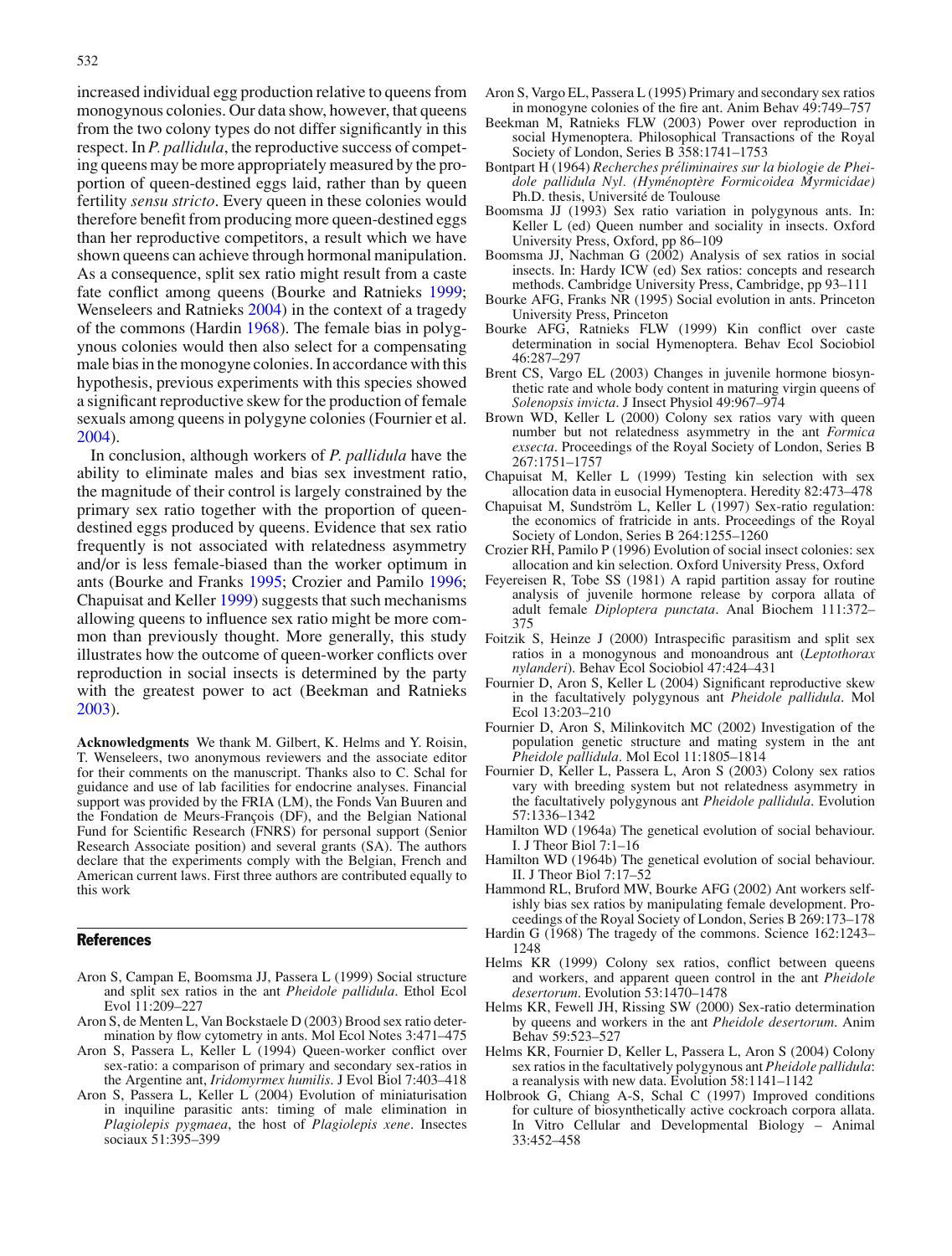increased individual egg production relative to queens from monogynous colonies. Our data show, however, that queens from the two colony types do not differ significantly in this respect. In *P. pallidula*, the reproductive success of competing queens may be more appropriately measured by the proportion of queen-destined eggs laid, rather than by queen fertility *sensu stricto*. Every queen in these colonies would therefore benefit from producing more queen-destined eggs than her reproductive competitors, a result which we have shown queens can achieve through hormonal manipulation. As a consequence, split sex ratio might result from a caste fate conflict among queens (Bourke and Ratnieks 1999; Wenseleers and Ratnieks 2004) in the context of a tragedy of the commons (Hardin 1968). The female bias in polygynous colonies would then also select for a compensating male bias in the monogyne colonies. In accordance with this hypothesis, previous experiments with this species showed a significant reproductive skew for the production of female sexuals among queens in polygyne colonies (Fournier et al. 2004).

In conclusion, although workers of *P. pallidula* have the ability to eliminate males and bias sex investment ratio, the magnitude of their control is largely constrained by the primary sex ratio together with the proportion of queen-destined eggs produced by queens. Evidence that sex ratio frequently is not associated with relatedness asymmetry and/or is less female-biased than the worker optimum in ants (Bourke and Franks 1995; Crozier and Pamilo 1996; Chapuisat and Keller 1999) suggests that such mechanisms allowing queens to influence sex ratio might be more common than previously thought. More generally, this study illustrates how the outcome of queen-worker conflicts over reproduction in social insects is determined by the party with the greatest power to act (Beekman and Ratnieks 2003).

**Acknowledgments** We thank M. Gilbert, K. Helms and Y. Roisin, T. Wenseleers, two anonymous reviewers and the associate editor for their comments on the manuscript. Thanks also to C. Schal for guidance and use of lab facilities for endocrine analyses. Financial support was provided by the FRIA (LM), the Fonds Van Buuren and the Fondation de Meurs-François (DF), and the Belgian National Fund for Scientific Research (FNRS) for personal support (Senior Research Associate position) and several grants (SA). The authors declare that the experiments comply with the Belgian, French and American current laws. First three authors are contributed equally to this work

## References

Aron S, Campan E, Boomsma JJ, Passera L (1999) Social structure and split sex ratios in the ant *Pheidole pallidula*. Ethol Ecol Evol 11:209–227

Aron S, de Menten L, Van Bockstaele D (2003) Brood sex ratio determination by flow cytometry in ants. Mol Ecol Notes 3:471–475

Aron S, Passera L, Keller L (1994) Queen-worker conflict over sex-ratio: a comparison of primary and secondary sex-ratios in the Argentine ant, *Iridomyrmex humilis*. J Evol Biol 7:403–418

Aron S, Passera L, Keller L (2004) Evolution of miniaturisation in inquiline parasitic ants: timing of male elimination in *Plagiolepis pygmaea*, the host of *Plagiolepis xene*. Insectes sociaux 51:395–399

Aron S, Vargo EL, Passera L (1995) Primary and secondary sex ratios in monogyne colonies of the fire ant. Anim Behav 49:749–757

Beekman M, Ratnieks FLW (2003) Power over reproduction in social Hymenoptera. Philosophical Transactions of the Royal Society of London, Series B 358:1741–1753

Bontpart H (1964) *Recherches préliminaires sur la biologie de Pheidole pallidula Nyl. (Hyménoptère Formicoidea Myrmicidae)* Ph.D. thesis, Université de Toulouse

Boomsma JJ (1993) Sex ratio variation in polygynous ants. In: Keller L (ed) Queen number and sociality in insects. Oxford University Press, Oxford, pp 86–109

Boomsma JJ, Nachman G (2002) Analysis of sex ratios in social insects. In: Hardy ICW (ed) Sex ratios: concepts and research methods. Cambridge University Press, Cambridge, pp 93–111

Bourke AFG, Franks NR (1995) Social evolution in ants. Princeton University Press, Princeton

Bourke AFG, Ratnieks FLW (1999) Kin conflict over caste determination in social Hymenoptera. Behav Ecol Sociobiol 46:287–297

Brent CS, Vargo EL (2003) Changes in juvenile hormone biosynthetic rate and whole body content in maturing virgin queens of *Solenopsis invicta*. J Insect Physiol 49:967–974

Brown WD, Keller L (2000) Colony sex ratios vary with queen number but not relatedness asymmetry in the ant *Formica exsecta*. Proceedings of the Royal Society of London, Series B 267:1751–1757

Chapuisat M, Keller L (1999) Testing kin selection with sex allocation data in eusocial Hymenoptera. Heredity 82:473–478

Chapuisat M, Sundström L, Keller L (1997) Sex-ratio regulation: the economics of fratricide in ants. Proceedings of the Royal Society of London, Series B 264:1255–1260

Crozier RH, Pamilo P (1996) Evolution of social insect colonies: sex allocation and kin selection. Oxford University Press, Oxford

Feyereisen R, Tobe SS (1981) A rapid partition assay for routine analysis of juvenile hormone release by corpora allata of adult female *Diploptera punctata*. Anal Biochem 111:372–375

Foitzik S, Heinze J (2000) Intraspecific parasitism and split sex ratios in a monogynous and monoandrous ant (*Leptothorax nylanderi*). Behav Ecol Sociobiol 47:424–431

Fournier D, Aron S, Keller L (2004) Significant reproductive skew in the facultatively polygynous ant *Pheidole pallidula*. Mol Ecol 13:203–210

Fournier D, Aron S, Milinkovitch MC (2002) Investigation of the population genetic structure and mating system in the ant *Pheidole pallidula*. Mol Ecol 11:1805–1814

Fournier D, Keller L, Passera L, Aron S (2003) Colony sex ratios vary with breeding system but not relatedness asymmetry in the facultatively polygynous ant *Pheidole pallidula*. Evolution 57:1336–1342

Hamilton WD (1964a) The genetical evolution of social behaviour. I. J Theor Biol 7:1–16

Hamilton WD (1964b) The genetical evolution of social behaviour. II. J Theor Biol 7:17–52

Hammond RL, Bruford MW, Bourke AFG (2002) Ant workers selfishly bias sex ratios by manipulating female development. Proceedings of the Royal Society of London, Series B 269:173–178

Hardin G (1968) The tragedy of the commons. Science 162:1243–1248

Helms KR (1999) Colony sex ratios, conflict between queens and workers, and apparent queen control in the ant *Pheidole desertorum*. Evolution 53:1470–1478

Helms KR, Fewell JH, Rissing SW (2000) Sex-ratio determination by queens and workers in the ant *Pheidole desertorum*. Anim Behav 59:523–527

Helms KR, Fournier D, Keller L, Passera L, Aron S (2004) Colony sex ratios in the facultatively polygynous ant *Pheidole pallidula*: a reanalysis with new data. Evolution 58:1141–1142

Holbrook G, Chiang A-S, Schal C (1997) Improved conditions for culture of biosynthetically active cockroach corpora allata. In Vitro Cellular and Developmental Biology – Animal 33:452–458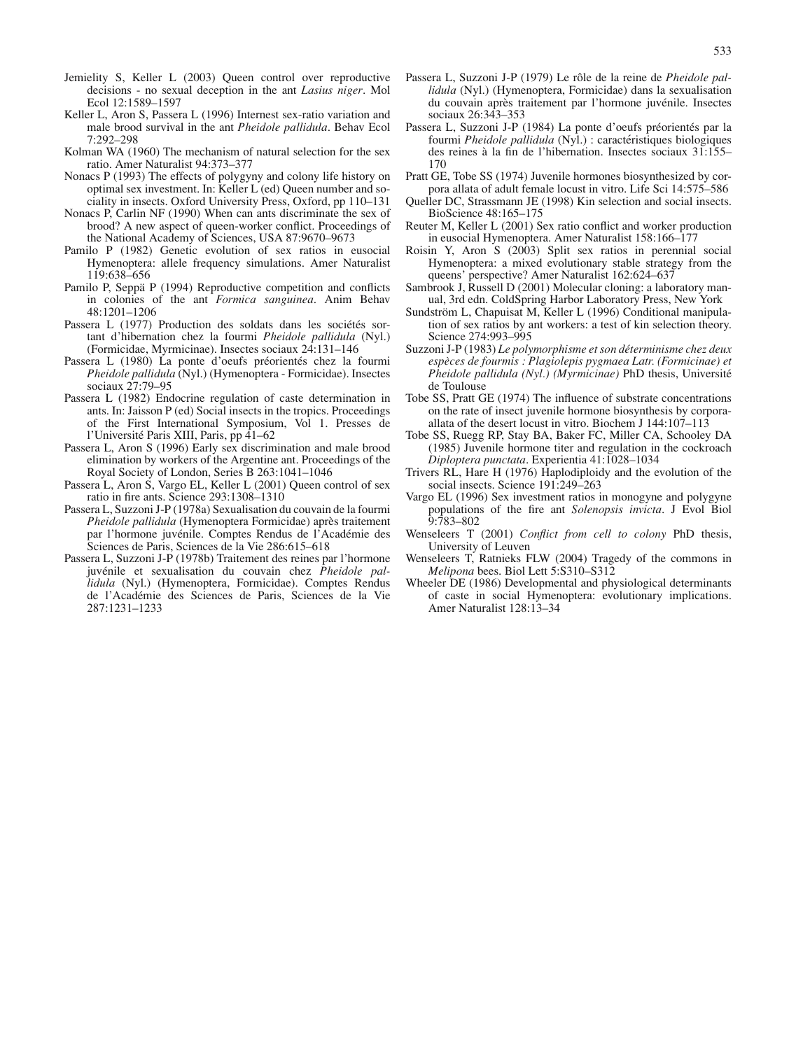Jemielity S, Keller L (2003) Queen control over reproductive decisions - no sexual deception in the ant *Lasius niger*. Mol Ecol 12:1589–1597

Keller L, Aron S, Passera L (1996) Internest sex-ratio variation and male brood survival in the ant *Pheidole pallidula*. Behav Ecol 7:292–298

Kolman WA (1960) The mechanism of natural selection for the sex ratio. Amer Naturalist 94:373–377

Nonacs P (1993) The effects of polygyny and colony life history on optimal sex investment. In: Keller L (ed) Queen number and sociality in insects. Oxford University Press, Oxford, pp 110–131

Nonacs P, Carlin NF (1990) When can ants discriminate the sex of brood? A new aspect of queen-worker conflict. Proceedings of the National Academy of Sciences, USA 87:9670–9673

Pamilo P (1982) Genetic evolution of sex ratios in eusocial Hymenoptera: allele frequency simulations. Amer Naturalist 119:638–656

Pamilo P, Seppä P (1994) Reproductive competition and conflicts in colonies of the ant *Formica sanguinea*. Anim Behav 48:1201–1206

Passera L (1977) Production des soldats dans les sociétés sortant d'hibernation chez la fourmi *Pheidole pallidula* (Nyl.) (Formicidae, Myrmicinae). Insectes sociaux 24:131–146

Passera L (1980) La ponte d'oeufs préorientés chez la fourmi *Pheidole pallidula* (Nyl.) (Hymenoptera - Formicidae). Insectes sociaux 27:79–95

Passera L (1982) Endocrine regulation of caste determination in ants. In: Jaisson P (ed) Social insects in the tropics. Proceedings of the First International Symposium, Vol 1. Presses de l'Université Paris XIII, Paris, pp 41–62

Passera L, Aron S (1996) Early sex discrimination and male brood elimination by workers of the Argentine ant. Proceedings of the Royal Society of London, Series B 263:1041–1046

Passera L, Aron S, Vargo EL, Keller L (2001) Queen control of sex ratio in fire ants. Science 293:1308–1310

Passera L, Suzzoni J-P (1978a) Sexualisation du couvain de la fourmi *Pheidole pallidula* (Hymenoptera Formicidae) après traitement par l'hormone juvénile. Comptes Rendus de l'Académie des Sciences de Paris, Sciences de la Vie 286:615–618

Passera L, Suzzoni J-P (1978b) Traitement des reines par l'hormone juvénile et sexualisation du couvain chez *Pheidole pallidula* (Nyl.) (Hymenoptera, Formicidae). Comptes Rendus de l'Académie des Sciences de Paris, Sciences de la Vie 287:1231–1233

Passera L, Suzzoni J-P (1979) Le rôle de la reine de *Pheidole pallidula* (Nyl.) (Hymenoptera, Formicidae) dans la sexualisation du couvain après traitement par l'hormone juvénile. Insectes sociaux 26:343–353

Passera L, Suzzoni J-P (1984) La ponte d'oeufs préorientés par la fourmi *Pheidole pallidula* (Nyl.) : caractéristiques biologiques des reines à la fin de l'hibernation. Insectes sociaux 31:155–170

Pratt GE, Tobe SS (1974) Juvenile hormones biosynthesized by corpora allata of adult female locust in vitro. Life Sci 14:575–586

Queller DC, Strassmann JE (1998) Kin selection and social insects. BioScience 48:165–175

Reuter M, Keller L (2001) Sex ratio conflict and worker production in eusocial Hymenoptera. Amer Naturalist 158:166–177

Roisin Y, Aron S (2003) Split sex ratios in perennial social Hymenoptera: a mixed evolutionary stable strategy from the queens' perspective? Amer Naturalist 162:624–637

Sambrook J, Russell D (2001) Molecular cloning: a laboratory manual, 3rd edn. ColdSpring Harbor Laboratory Press, New York

Sundström L, Chapuisat M, Keller L (1996) Conditional manipulation of sex ratios by ant workers: a test of kin selection theory. Science 274:993–995

Suzzoni J-P (1983) *Le polymorphisme et son déterminisme chez deux espèces de fourmis : Plagiolepis pygmaea Latr. (Formicinae) et Pheidole pallidula (Nyl.) (Myrmicinae)* PhD thesis, Université de Toulouse

Tobe SS, Pratt GE (1974) The influence of substrate concentrations on the rate of insect juvenile hormone biosynthesis by corpora-allata of the desert locust in vitro. Biochem J 144:107–113

Tobe SS, Ruegg RP, Stay BA, Baker FC, Miller CA, Schooley DA (1985) Juvenile hormone titer and regulation in the cockroach *Diploptera punctata*. Experientia 41:1028–1034

Trivers RL, Hare H (1976) Haplodiploidy and the evolution of the social insects. Science 191:249–263

Vargo EL (1996) Sex investment ratios in monogyne and polygyne populations of the fire ant *Solenopsis invicta*. J Evol Biol 9:783–802

Wenseleers T (2001) *Conflict from cell to colony* PhD thesis, University of Leuven

Wenseleers T, Ratnieks FLW (2004) Tragedy of the commons in *Melipona* bees. Biol Lett 5:S310–S312

Wheeler DE (1986) Developmental and physiological determinants of caste in social Hymenoptera: evolutionary implications. Amer Naturalist 128:13–34